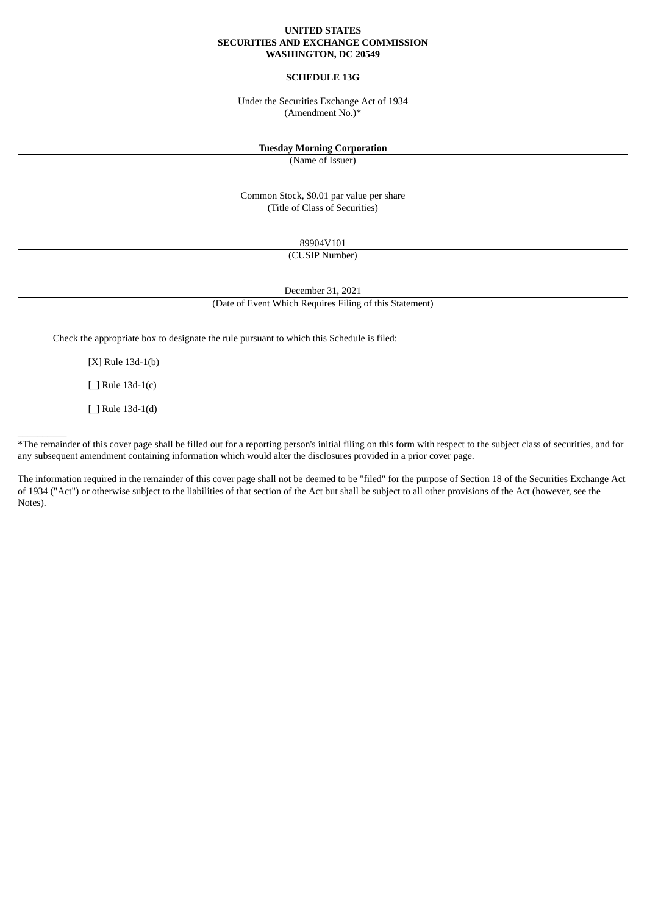**UNITED STATES**
**SECURITIES AND EXCHANGE COMMISSION**
**WASHINGTON, DC 20549**

**SCHEDULE 13G**

Under the Securities Exchange Act of 1934
(Amendment No.)*

**Tuesday Morning Corporation**
(Name of Issuer)

Common Stock, $0.01 par value per share
(Title of Class of Securities)

89904V101
(CUSIP Number)

December 31, 2021
(Date of Event Which Requires Filing of this Statement)

Check the appropriate box to designate the rule pursuant to which this Schedule is filed:

[X] Rule 13d-1(b)

[_] Rule 13d-1(c)

[_] Rule 13d-1(d)

__________

*The remainder of this cover page shall be filled out for a reporting person's initial filing on this form with respect to the subject class of securities, and for any subsequent amendment containing information which would alter the disclosures provided in a prior cover page.

The information required in the remainder of this cover page shall not be deemed to be "filed" for the purpose of Section 18 of the Securities Exchange Act of 1934 ("Act") or otherwise subject to the liabilities of that section of the Act but shall be subject to all other provisions of the Act (however, see the Notes).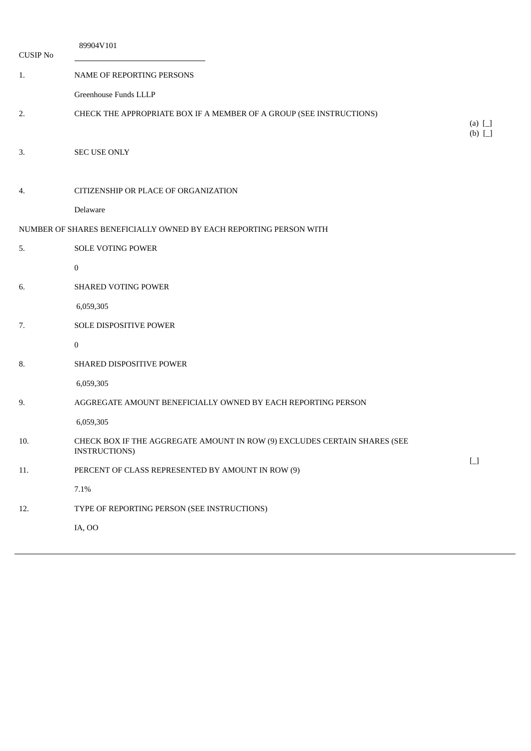CUSIP No 89904V101

| | | |
|---|---|---|
| 1. | NAME OF REPORTING PERSONS<br><br>Greenhouse Funds LLLP | |
| 2. | CHECK THE APPROPRIATE BOX IF A MEMBER OF A GROUP (SEE INSTRUCTIONS) | (a) [_]<br>(b) [_] |
| 3. | SEC USE ONLY | |
| 4. | CITIZENSHIP OR PLACE OF ORGANIZATION<br><br>Delaware | |
| NUMBER OF SHARES BENEFICIALLY OWNED BY EACH REPORTING PERSON WITH | | |
| 5. | SOLE VOTING POWER<br><br>0 | |
| 6. | SHARED VOTING POWER<br><br>6,059,305 | |
| 7. | SOLE DISPOSITIVE POWER<br><br>0 | |
| 8. | SHARED DISPOSITIVE POWER<br><br>6,059,305 | |
| 9. | AGGREGATE AMOUNT BENEFICIALLY OWNED BY EACH REPORTING PERSON<br><br>6,059,305 | |
| 10. | CHECK BOX IF THE AGGREGATE AMOUNT IN ROW (9) EXCLUDES CERTAIN SHARES (SEE INSTRUCTIONS) | [_] |
| 11. | PERCENT OF CLASS REPRESENTED BY AMOUNT IN ROW (9)<br><br>7.1% | |
| 12. | TYPE OF REPORTING PERSON (SEE INSTRUCTIONS)<br><br>IA, OO | |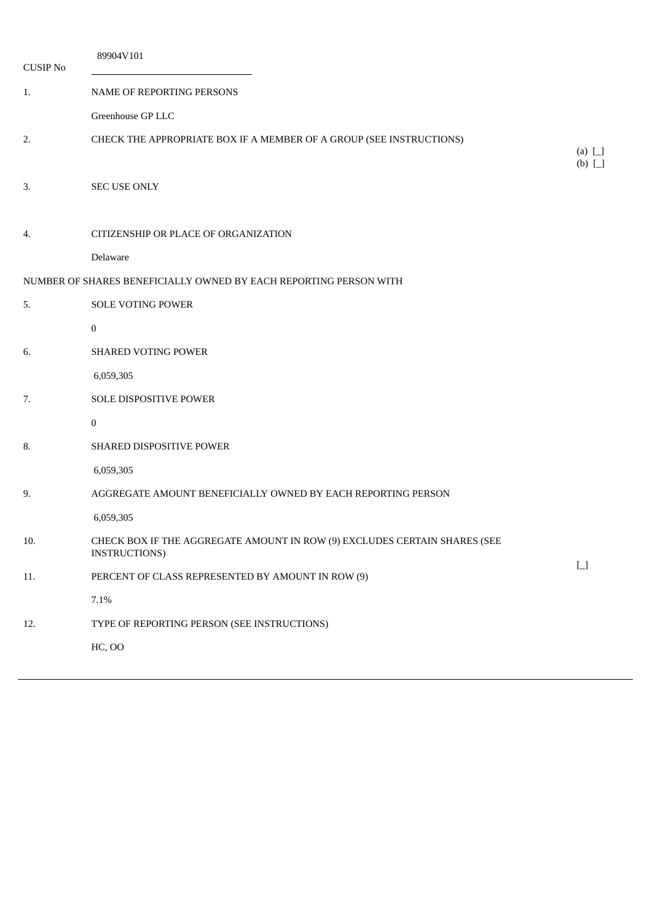CUSIP No 89904V101

| | | |
|---|---|---|
| 1. | NAME OF REPORTING PERSONS | |
| | Greenhouse GP LLC | |
| 2. | CHECK THE APPROPRIATE BOX IF A MEMBER OF A GROUP (SEE INSTRUCTIONS) | (a) [_]<br>(b) [_] |
| 3. | SEC USE ONLY | |
| 4. | CITIZENSHIP OR PLACE OF ORGANIZATION | |
| | Delaware | |
| NUMBER OF SHARES BENEFICIALLY OWNED BY EACH REPORTING PERSON WITH | | |
| 5. | SOLE VOTING POWER | |
| | 0 | |
| 6. | SHARED VOTING POWER | |
| | 6,059,305 | |
| 7. | SOLE DISPOSITIVE POWER | |
| | 0 | |
| 8. | SHARED DISPOSITIVE POWER | |
| | 6,059,305 | |
| 9. | AGGREGATE AMOUNT BENEFICIALLY OWNED BY EACH REPORTING PERSON | |
| | 6,059,305 | |
| 10. | CHECK BOX IF THE AGGREGATE AMOUNT IN ROW (9) EXCLUDES CERTAIN SHARES (SEE INSTRUCTIONS) | [_] |
| 11. | PERCENT OF CLASS REPRESENTED BY AMOUNT IN ROW (9) | |
| | 7.1% | |
| 12. | TYPE OF REPORTING PERSON (SEE INSTRUCTIONS) | |
| | HC, OO | |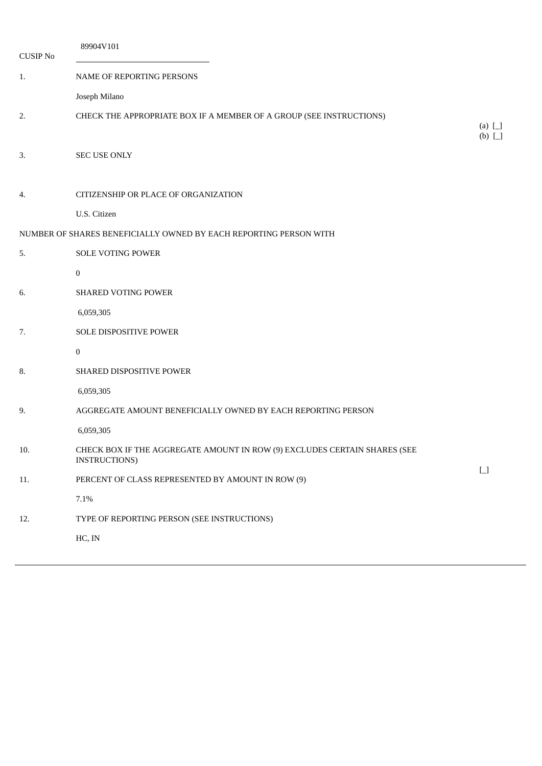| CUSIP No | 89904V101 | |
|---|---|---|
| 1. | NAME OF REPORTING PERSONS | |
| | Joseph Milano | |
| 2. | CHECK THE APPROPRIATE BOX IF A MEMBER OF A GROUP (SEE INSTRUCTIONS) | (a) [_]<br>(b) [_] |
| 3. | SEC USE ONLY | |
| 4. | CITIZENSHIP OR PLACE OF ORGANIZATION | |
| | U.S. Citizen | |
| NUMBER OF SHARES BENEFICIALLY OWNED BY EACH REPORTING PERSON WITH | | |
| 5. | SOLE VOTING POWER | |
| | 0 | |
| 6. | SHARED VOTING POWER | |
| | 6,059,305 | |
| 7. | SOLE DISPOSITIVE POWER | |
| | 0 | |
| 8. | SHARED DISPOSITIVE POWER | |
| | 6,059,305 | |
| 9. | AGGREGATE AMOUNT BENEFICIALLY OWNED BY EACH REPORTING PERSON | |
| | 6,059,305 | |
| 10. | CHECK BOX IF THE AGGREGATE AMOUNT IN ROW (9) EXCLUDES CERTAIN SHARES (SEE INSTRUCTIONS) | [_] |
| 11. | PERCENT OF CLASS REPRESENTED BY AMOUNT IN ROW (9) | |
| | 7.1% | |
| 12. | TYPE OF REPORTING PERSON (SEE INSTRUCTIONS) | |
| | HC, IN | |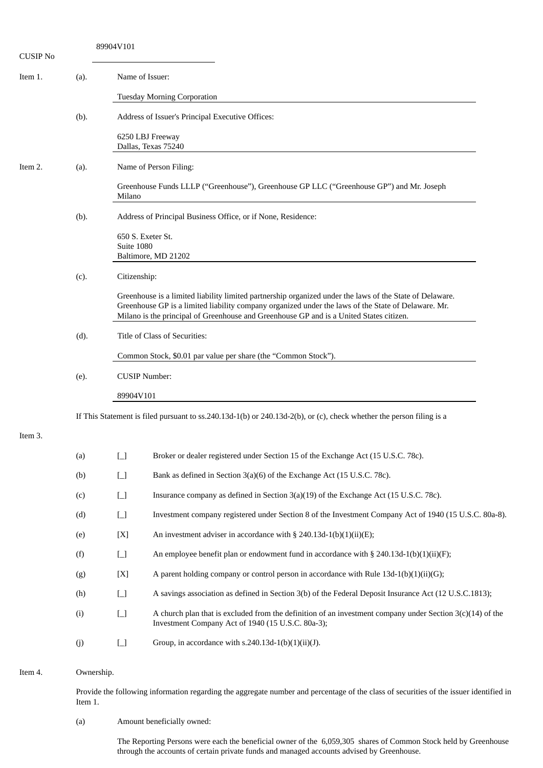CUSIP No 89904V101

Item 1. (a). Name of Issuer:

Tuesday Morning Corporation

(b). Address of Issuer's Principal Executive Offices:

6250 LBJ Freeway
Dallas, Texas 75240

Item 2. (a). Name of Person Filing:

Greenhouse Funds LLLP ("Greenhouse"), Greenhouse GP LLC ("Greenhouse GP") and Mr. Joseph Milano

(b). Address of Principal Business Office, or if None, Residence:

650 S. Exeter St.
Suite 1080
Baltimore, MD 21202

(c). Citizenship:

Greenhouse is a limited liability limited partnership organized under the laws of the State of Delaware. Greenhouse GP is a limited liability company organized under the laws of the State of Delaware. Mr. Milano is the principal of Greenhouse and Greenhouse GP and is a United States citizen.

(d). Title of Class of Securities:

Common Stock, $0.01 par value per share (the "Common Stock").

(e). CUSIP Number:

89904V101

Item 3. If This Statement is filed pursuant to ss.240.13d-1(b) or 240.13d-2(b), or (c), check whether the person filing is a

(a) [_] Broker or dealer registered under Section 15 of the Exchange Act (15 U.S.C. 78c).

(b) [_] Bank as defined in Section 3(a)(6) of the Exchange Act (15 U.S.C. 78c).

(c) [_] Insurance company as defined in Section 3(a)(19) of the Exchange Act (15 U.S.C. 78c).

(d) [_] Investment company registered under Section 8 of the Investment Company Act of 1940 (15 U.S.C. 80a-8).

(e) [X] An investment adviser in accordance with § 240.13d-1(b)(1)(ii)(E);

(f) [_] An employee benefit plan or endowment fund in accordance with § 240.13d-1(b)(1)(ii)(F);

(g) [X] A parent holding company or control person in accordance with Rule 13d-1(b)(1)(ii)(G);

(h) [_] A savings association as defined in Section 3(b) of the Federal Deposit Insurance Act (12 U.S.C.1813);

(i) [_] A church plan that is excluded from the definition of an investment company under Section 3(c)(14) of the Investment Company Act of 1940 (15 U.S.C. 80a-3);

(j) [_] Group, in accordance with s.240.13d-1(b)(1)(ii)(J).

Item 4. Ownership.

Provide the following information regarding the aggregate number and percentage of the class of securities of the issuer identified in Item 1.

(a) Amount beneficially owned:

The Reporting Persons were each the beneficial owner of the 6,059,305 shares of Common Stock held by Greenhouse through the accounts of certain private funds and managed accounts advised by Greenhouse.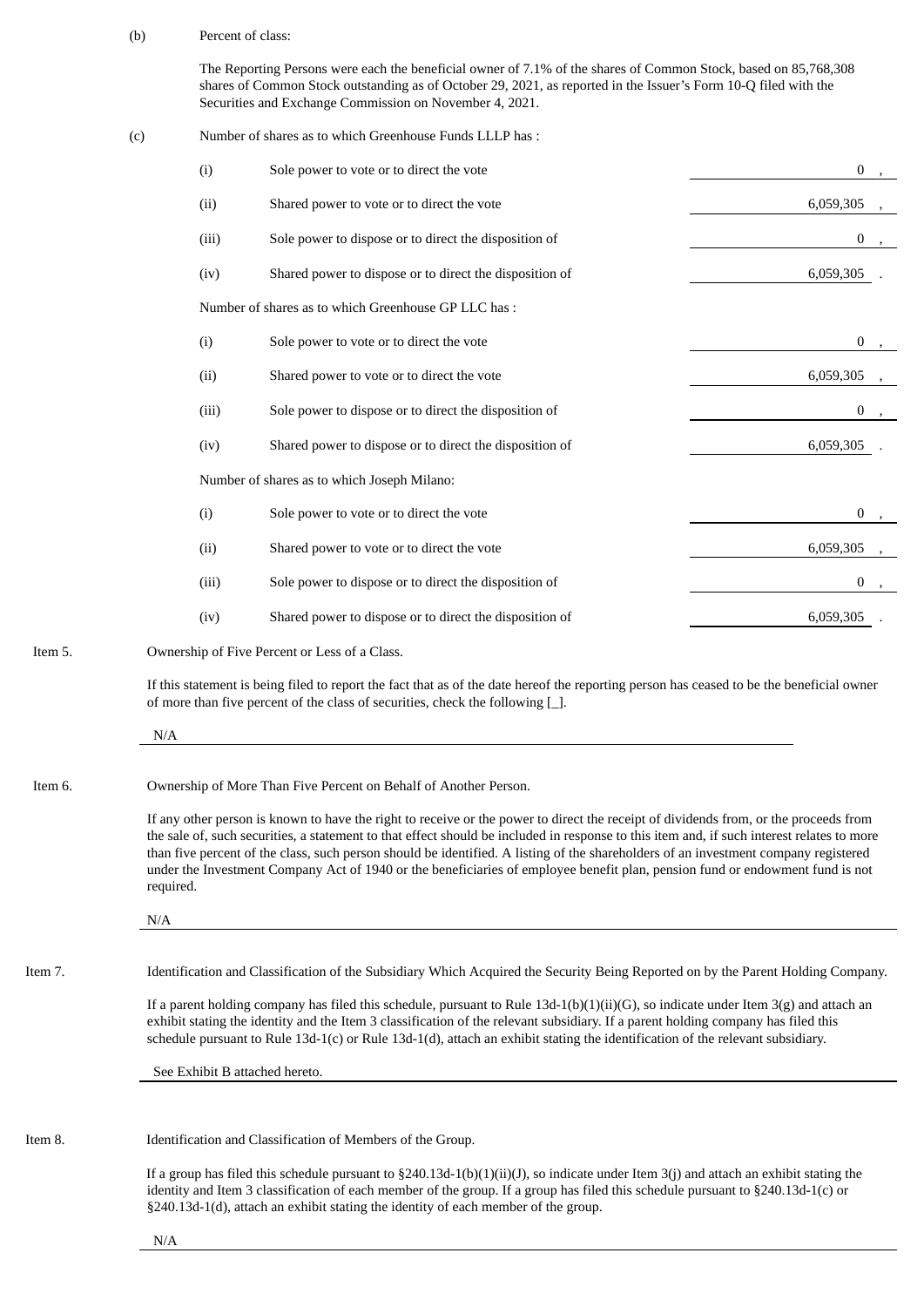(b) Percent of class:

The Reporting Persons were each the beneficial owner of 7.1% of the shares of Common Stock, based on 85,768,308 shares of Common Stock outstanding as of October 29, 2021, as reported in the Issuer's Form 10-Q filed with the Securities and Exchange Commission on November 4, 2021.

(c) Number of shares as to which Greenhouse Funds LLLP has :

| | | |
|---|---|---|
| (i) | Sole power to vote or to direct the vote | 0 , |
| (ii) | Shared power to vote or to direct the vote | 6,059,305 , |
| (iii) | Sole power to dispose or to direct the disposition of | 0 , |
| (iv) | Shared power to dispose or to direct the disposition of | 6,059,305 . |

Number of shares as to which Greenhouse GP LLC has :

| | | |
|---|---|---|
| (i) | Sole power to vote or to direct the vote | 0 , |
| (ii) | Shared power to vote or to direct the vote | 6,059,305 , |
| (iii) | Sole power to dispose or to direct the disposition of | 0 , |
| (iv) | Shared power to dispose or to direct the disposition of | 6,059,305 . |

Number of shares as to which Joseph Milano:

| | | |
|---|---|---|
| (i) | Sole power to vote or to direct the vote | 0 , |
| (ii) | Shared power to vote or to direct the vote | 6,059,305 , |
| (iii) | Sole power to dispose or to direct the disposition of | 0 , |
| (iv) | Shared power to dispose or to direct the disposition of | 6,059,305 . |

Item 5. Ownership of Five Percent or Less of a Class.

If this statement is being filed to report the fact that as of the date hereof the reporting person has ceased to be the beneficial owner of more than five percent of the class of securities, check the following [_].

N/A

Item 6. Ownership of More Than Five Percent on Behalf of Another Person.

If any other person is known to have the right to receive or the power to direct the receipt of dividends from, or the proceeds from the sale of, such securities, a statement to that effect should be included in response to this item and, if such interest relates to more than five percent of the class, such person should be identified. A listing of the shareholders of an investment company registered under the Investment Company Act of 1940 or the beneficiaries of employee benefit plan, pension fund or endowment fund is not required.

N/A

Item 7. Identification and Classification of the Subsidiary Which Acquired the Security Being Reported on by the Parent Holding Company.

If a parent holding company has filed this schedule, pursuant to Rule 13d-1(b)(1)(ii)(G), so indicate under Item 3(g) and attach an exhibit stating the identity and the Item 3 classification of the relevant subsidiary. If a parent holding company has filed this schedule pursuant to Rule 13d-1(c) or Rule 13d-1(d), attach an exhibit stating the identification of the relevant subsidiary.

See Exhibit B attached hereto.

Item 8. Identification and Classification of Members of the Group.

If a group has filed this schedule pursuant to §240.13d-1(b)(1)(ii)(J), so indicate under Item 3(j) and attach an exhibit stating the identity and Item 3 classification of each member of the group. If a group has filed this schedule pursuant to §240.13d-1(c) or §240.13d-1(d), attach an exhibit stating the identity of each member of the group.

N/A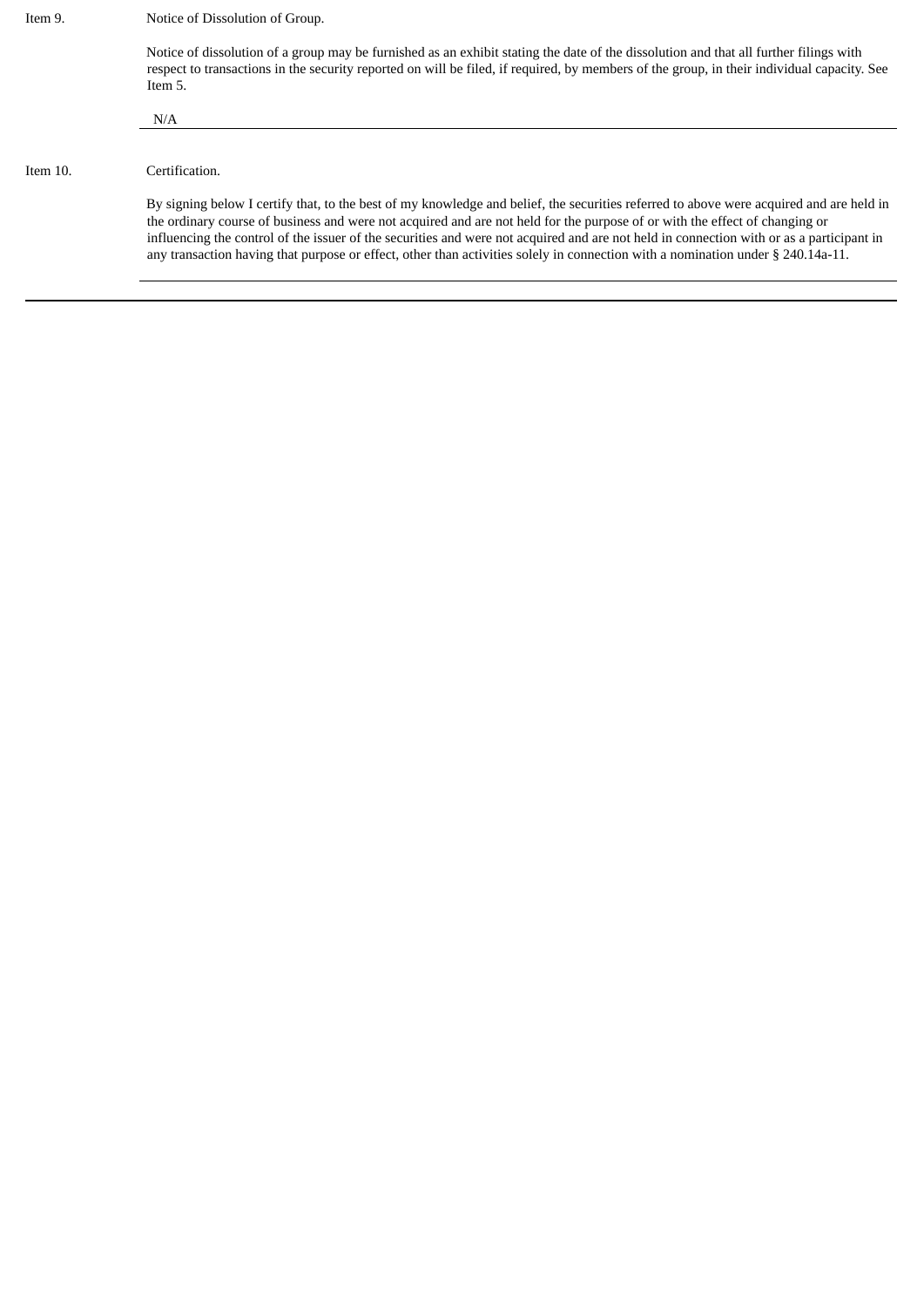Item 9. Notice of Dissolution of Group.

Notice of dissolution of a group may be furnished as an exhibit stating the date of the dissolution and that all further filings with respect to transactions in the security reported on will be filed, if required, by members of the group, in their individual capacity. See Item 5.

N/A

Item 10. Certification.

By signing below I certify that, to the best of my knowledge and belief, the securities referred to above were acquired and are held in the ordinary course of business and were not acquired and are not held for the purpose of or with the effect of changing or influencing the control of the issuer of the securities and were not acquired and are not held in connection with or as a participant in any transaction having that purpose or effect, other than activities solely in connection with a nomination under § 240.14a-11.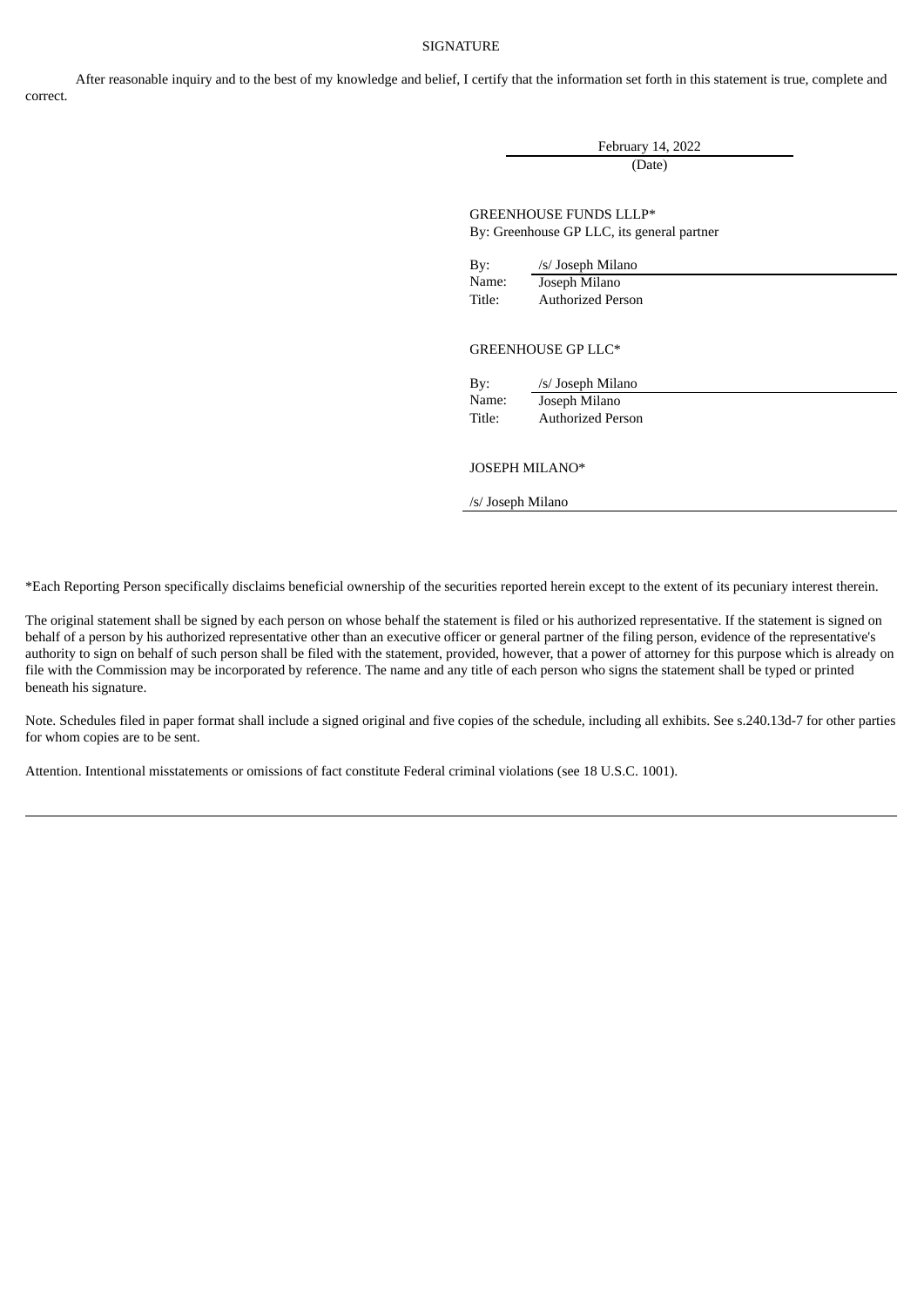SIGNATURE

After reasonable inquiry and to the best of my knowledge and belief, I certify that the information set forth in this statement is true, complete and correct.

February 14, 2022
(Date)

GREENHOUSE FUNDS LLLP*
By: Greenhouse GP LLC, its general partner

By: /s/ Joseph Milano
Name: Joseph Milano
Title: Authorized Person

GREENHOUSE GP LLC*

By: /s/ Joseph Milano
Name: Joseph Milano
Title: Authorized Person

JOSEPH MILANO*

/s/ Joseph Milano

*Each Reporting Person specifically disclaims beneficial ownership of the securities reported herein except to the extent of its pecuniary interest therein.

The original statement shall be signed by each person on whose behalf the statement is filed or his authorized representative. If the statement is signed on behalf of a person by his authorized representative other than an executive officer or general partner of the filing person, evidence of the representative's authority to sign on behalf of such person shall be filed with the statement, provided, however, that a power of attorney for this purpose which is already on file with the Commission may be incorporated by reference. The name and any title of each person who signs the statement shall be typed or printed beneath his signature.

Note. Schedules filed in paper format shall include a signed original and five copies of the schedule, including all exhibits. See s.240.13d-7 for other parties for whom copies are to be sent.

Attention. Intentional misstatements or omissions of fact constitute Federal criminal violations (see 18 U.S.C. 1001).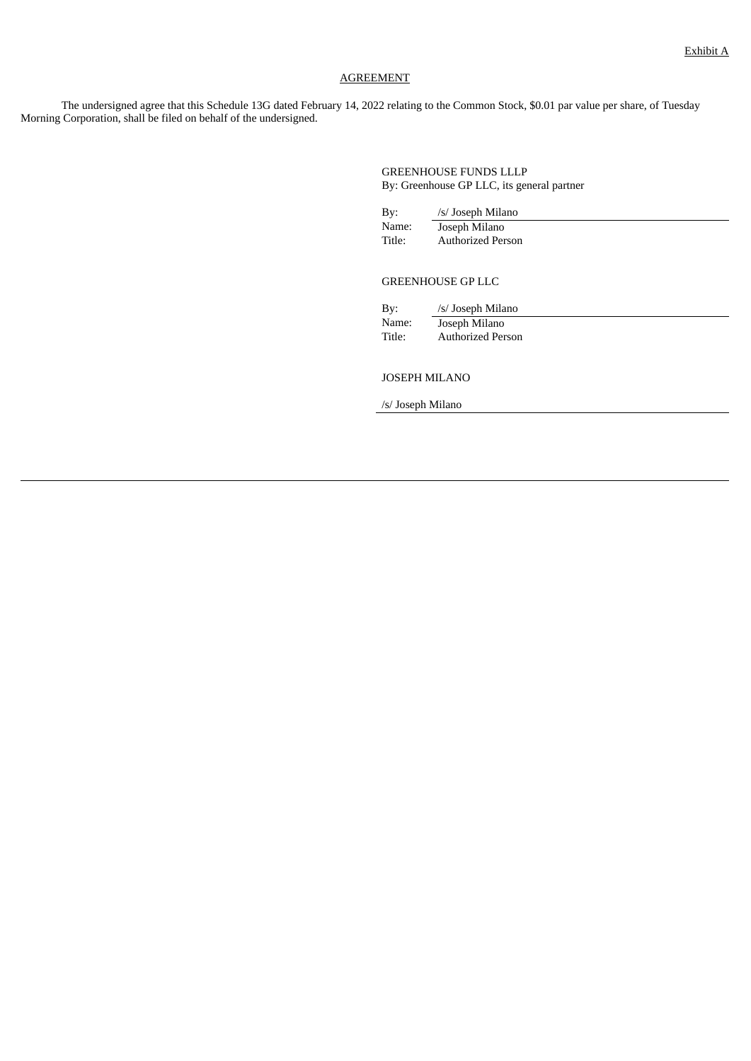Exhibit A

AGREEMENT

The undersigned agree that this Schedule 13G dated February 14, 2022 relating to the Common Stock, $0.01 par value per share, of Tuesday Morning Corporation, shall be filed on behalf of the undersigned.

GREENHOUSE FUNDS LLLP
By: Greenhouse GP LLC, its general partner

By: /s/ Joseph Milano
Name: Joseph Milano
Title: Authorized Person

GREENHOUSE GP LLC

By: /s/ Joseph Milano
Name: Joseph Milano
Title: Authorized Person

JOSEPH MILANO

/s/ Joseph Milano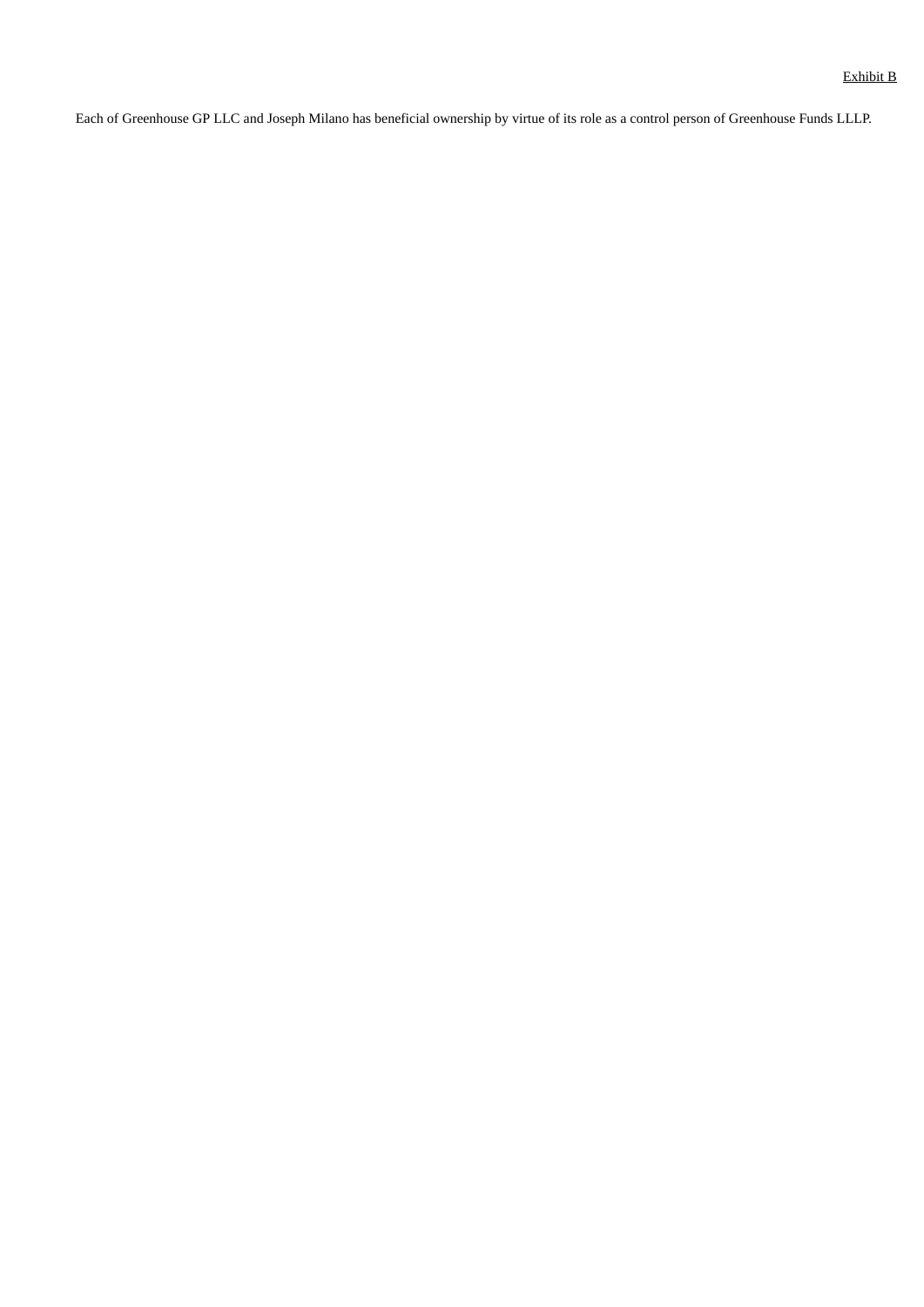Exhibit B

Each of Greenhouse GP LLC and Joseph Milano has beneficial ownership by virtue of its role as a control person of Greenhouse Funds LLLP.